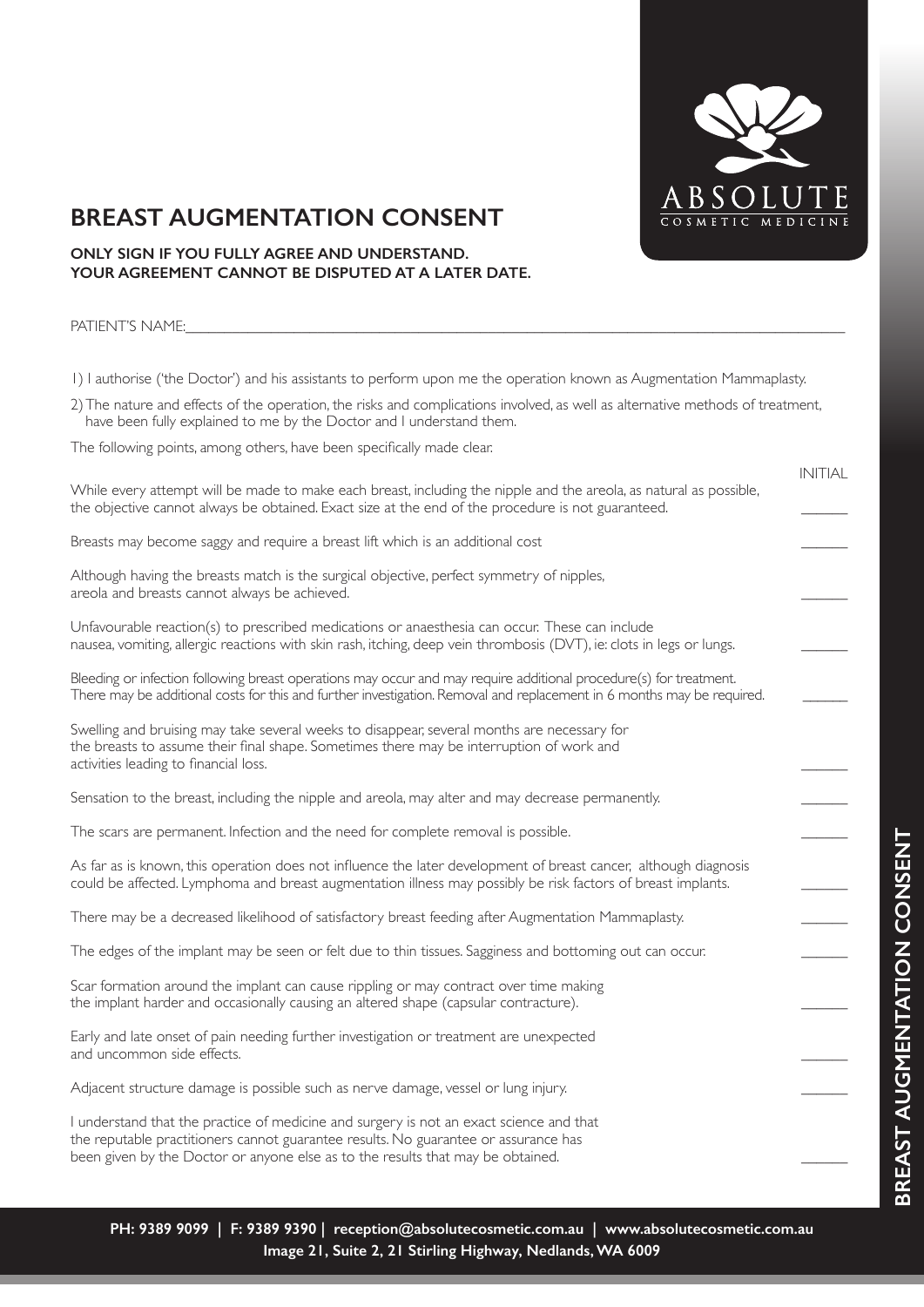# BREAST AUGMENTATION CONSENT

**ONLY SIGN IF YOU FULLY AGREE AND UNDERSTAND.**
**YOUR AGREEMENT CANNOT BE DISPUTED AT A LATER DATE.**

PATIENT'S NAME:______________________________________________________________

1) I authorise ('the Doctor') and his assistants to perform upon me the operation known as Augmentation Mammaplasty.

2) The nature and effects of the operation, the risks and complications involved, as well as alternative methods of treatment, have been fully explained to me by the Doctor and I understand them.

The following points, among others, have been specifically made clear.

| | INITIAL |
|---|---|
| While every attempt will be made to make each breast, including the nipple and the areola, as natural as possible, the objective cannot always be obtained. Exact size at the end of the procedure is not guaranteed. | ______ |
| Breasts may become saggy and require a breast lift which is an additional cost | ______ |
| Although having the breasts match is the surgical objective, perfect symmetry of nipples, areola and breasts cannot always be achieved. | ______ |
| Unfavourable reaction(s) to prescribed medications or anaesthesia can occur. These can include nausea, vomiting, allergic reactions with skin rash, itching, deep vein thrombosis (DVT), ie: clots in legs or lungs. | ______ |
| Bleeding or infection following breast operations may occur and may require additional procedure(s) for treatment. There may be additional costs for this and further investigation. Removal and replacement in 6 months may be required. | ______ |
| Swelling and bruising may take several weeks to disappear, several months are necessary for the breasts to assume their final shape. Sometimes there may be interruption of work and activities leading to financial loss. | ______ |
| Sensation to the breast, including the nipple and areola, may alter and may decrease permanently. | ______ |
| The scars are permanent. Infection and the need for complete removal is possible. | ______ |
| As far as is known, this operation does not influence the later development of breast cancer, although diagnosis could be affected. Lymphoma and breast augmentation illness may possibly be risk factors of breast implants. | ______ |
| There may be a decreased likelihood of satisfactory breast feeding after Augmentation Mammaplasty. | ______ |
| The edges of the implant may be seen or felt due to thin tissues. Sagginess and bottoming out can occur. | ______ |
| Scar formation around the implant can cause rippling or may contract over time making the implant harder and occasionally causing an altered shape (capsular contracture). | ______ |
| Early and late onset of pain needing further investigation or treatment are unexpected and uncommon side effects. | ______ |
| Adjacent structure damage is possible such as nerve damage, vessel or lung injury. | ______ |
| I understand that the practice of medicine and surgery is not an exact science and that the reputable practitioners cannot guarantee results. No guarantee or assurance has been given by the Doctor or anyone else as to the results that may be obtained. | ______ |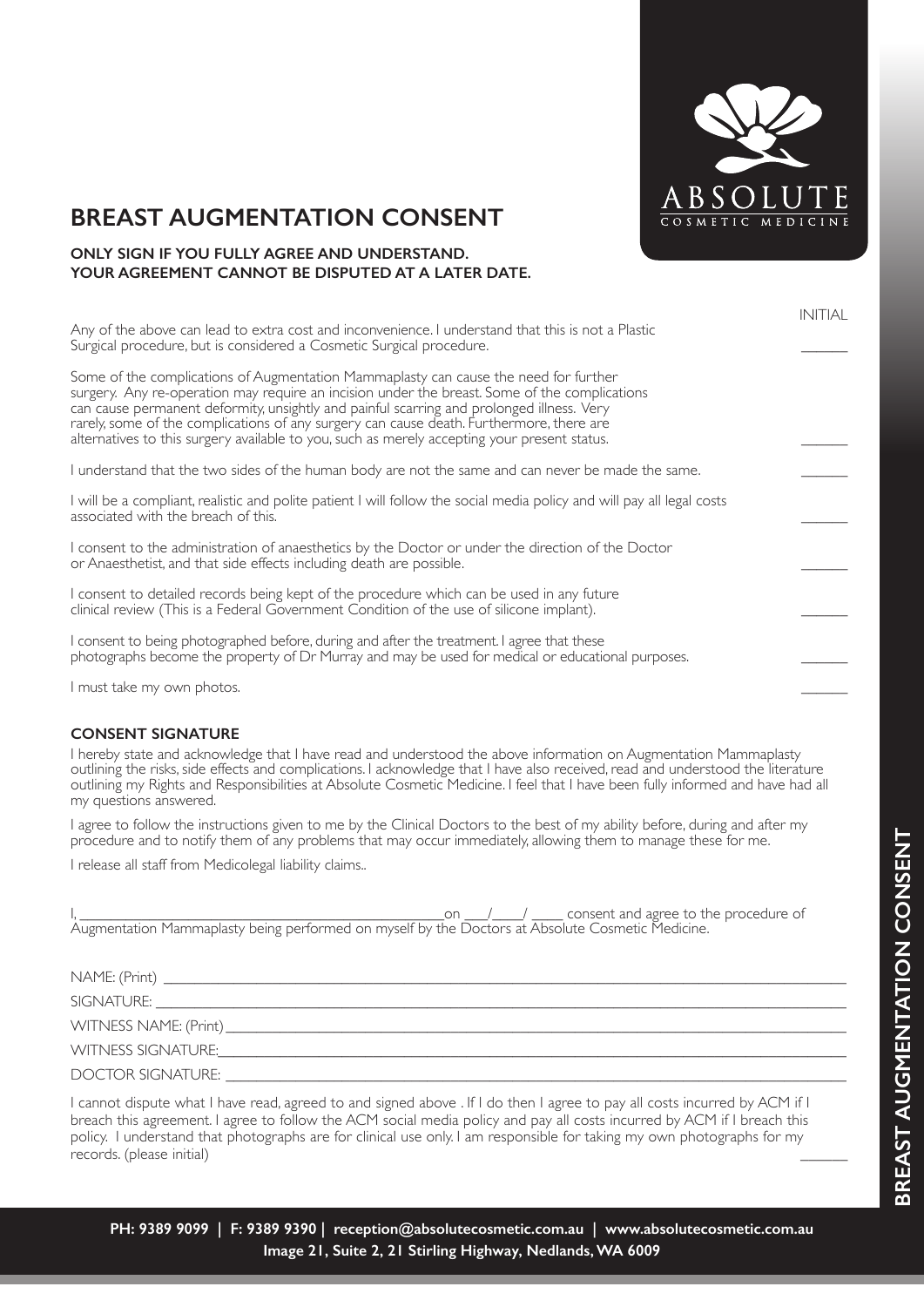# BREAST AUGMENTATION CONSENT

**ONLY SIGN IF YOU FULLY AGREE AND UNDERSTAND.**
**YOUR AGREEMENT CANNOT BE DISPUTED AT A LATER DATE.**

| | INITIAL |
|---|---|
| Any of the above can lead to extra cost and inconvenience. I understand that this is not a Plastic Surgical procedure, but is considered a Cosmetic Surgical procedure. | ______ |
| Some of the complications of Augmentation Mammaplasty can cause the need for further surgery. Any re-operation may require an incision under the breast. Some of the complications can cause permanent deformity, unsightly and painful scarring and prolonged illness. Very rarely, some of the complications of any surgery can cause death. Furthermore, there are alternatives to this surgery available to you, such as merely accepting your present status. | ______ |
| I understand that the two sides of the human body are not the same and can never be made the same. | ______ |
| I will be a compliant, realistic and polite patient I will follow the social media policy and will pay all legal costs associated with the breach of this. | ______ |
| I consent to the administration of anaesthetics by the Doctor or under the direction of the Doctor or Anaesthetist, and that side effects including death are possible. | ______ |
| I consent to detailed records being kept of the procedure which can be used in any future clinical review (This is a Federal Government Condition of the use of silicone implant). | ______ |
| I consent to being photographed before, during and after the treatment. I agree that these photographs become the property of Dr Murray and may be used for medical or educational purposes. | ______ |
| I must take my own photos. | ______ |

## CONSENT SIGNATURE

I hereby state and acknowledge that I have read and understood the above information on Augmentation Mammaplasty outlining the risks, side effects and complications. I acknowledge that I have also received, read and understood the literature outlining my Rights and Responsibilities at Absolute Cosmetic Medicine. I feel that I have been fully informed and have had all my questions answered.

I agree to follow the instructions given to me by the Clinical Doctors to the best of my ability before, during and after my procedure and to notify them of any problems that may occur immediately, allowing them to manage these for me.

I release all staff from Medicolegal liability claims..

I, ______________________________________________ on ___/____/ _____ consent and agree to the procedure of Augmentation Mammaplasty being performed on myself by the Doctors at Absolute Cosmetic Medicine.

NAME: (Print) ______________________________________________

SIGNATURE: ______________________________________________

WITNESS NAME: (Print) ______________________________________________

WITNESS SIGNATURE: ______________________________________________

DOCTOR SIGNATURE: ______________________________________________

I cannot dispute what I have read, agreed to and signed above . If I do then I agree to pay all costs incurred by ACM if I breach this agreement. I agree to follow the ACM social media policy and pay all costs incurred by ACM if I breach this policy. I understand that photographs are for clinical use only. I am responsible for taking my own photographs for my records. (please initial) ______

**PH: 9389 9099 | F: 9389 9390 | reception@absolutecosmetic.com.au | www.absolutecosmetic.com.au**
**Image 21, Suite 2, 21 Stirling Highway, Nedlands, WA 6009**